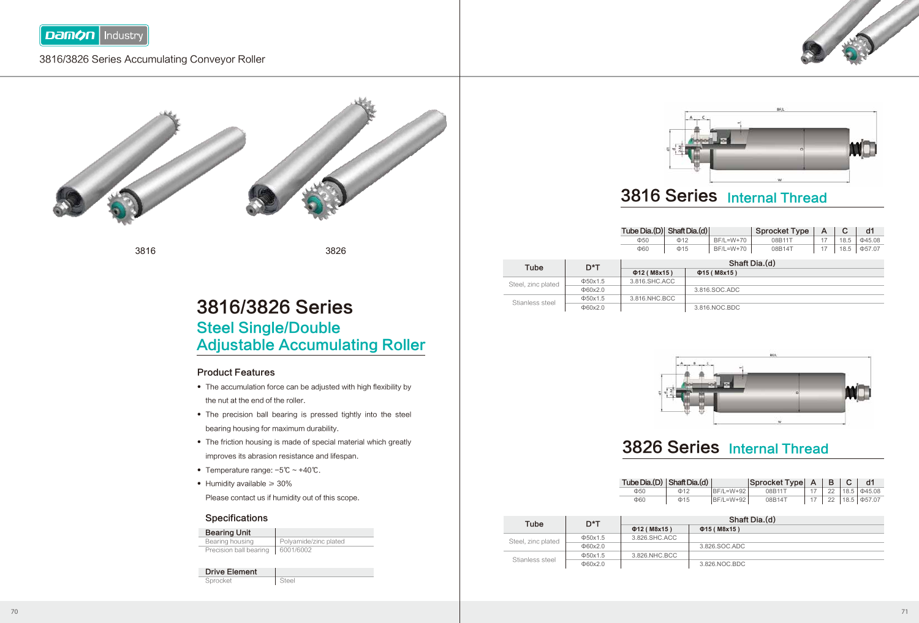# 3816/3826 Series Accumulating Conveyor Roller

3816

3826

## 3816/3826 Series

### Steel Single/Double Adjustable Accumulating Roller

### Product Features

- The accumulation force can be adjusted with high flexibility by the nut at the end of the roller.
- The precision ball bearing is pressed tightly into the steel bearing housing for maximum durability.
- The friction housing is made of special material which greatly improves its abrasion resistance and lifespan.
- Temperature range: −5℃ ~ +40℃.
- Humidity available ≥ 30%

  Please contact us if humidity out of this scope.

### Specifications

| Bearing Unit | |
|---|---|
| Bearing housing | Polyamide/zinc plated |
| Precision ball bearing | 6001/6002 |

| Drive Element | |
|---|---|
| Sprocket | Steel |

## 3816 Series Internal Thread

| Tube Dia.(D) | Shaft Dia.(d) | | Sprocket Type | A | C | d1 |
|---|---|---|---|---|---|---|
| Φ50 | Φ12 | BF/L=W+70 | 08B11T | 17 | 18.5 | Φ45.08 |
| Φ60 | Φ15 | BF/L=W+70 | 08B14T | 17 | 18.5 | Φ57.07 |

| Tube | D*T | Shaft Dia.(d) | |
|---|---|---|---|
| | | Φ12 ( M8x15 ) | Φ15 ( M8x15 ) |
| Steel, zinc plated | Φ50x1.5 | 3.816.SHC.ACC | |
| | Φ60x2.0 | | 3.816.SOC.ADC |
| Stianless steel | Φ50x1.5 | 3.816.NHC.BCC | |
| | Φ60x2.0 | | 3.816.NOC.BDC |

## 3826 Series Internal Thread

| Tube Dia.(D) | Shaft Dia.(d) | | Sprocket Type | A | B | C | d1 |
|---|---|---|---|---|---|---|---|
| Φ50 | Φ12 | BF/L=W+92 | 08B11T | 17 | 22 | 18.5 | Φ45.08 |
| Φ60 | Φ15 | BF/L=W+92 | 08B14T | 17 | 22 | 18.5 | Φ57.07 |

| Tube | D*T | Shaft Dia.(d) | |
|---|---|---|---|
| | | Φ12 ( M8x15 ) | Φ15 ( M8x15 ) |
| Steel, zinc plated | Φ50x1.5 | 3.826.SHC.ACC | |
| | Φ60x2.0 | | 3.826.SOC.ADC |
| Stianless steel | Φ50x1.5 | 3.826.NHC.BCC | |
| | Φ60x2.0 | | 3.826.NOC.BDC |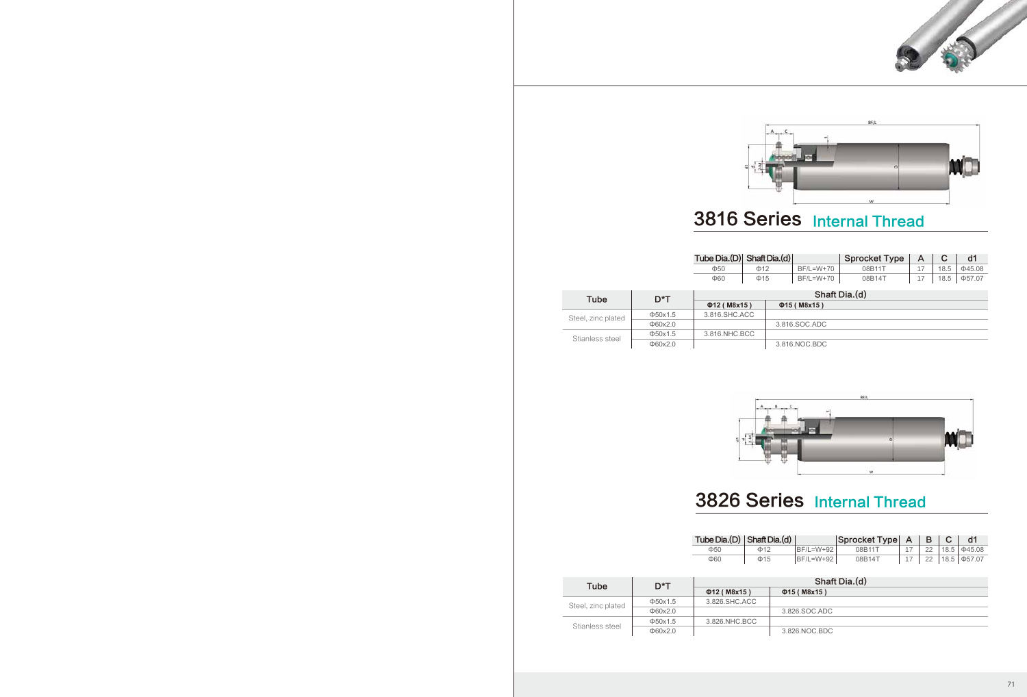# 3816 Series Internal Thread

| Tube Dia.(D) | Shaft Dia.(d) | | Sprocket Type | A | C | d1 |
|---|---|---|---|---|---|---|
| Φ50 | Φ12 | BF/L=W+70 | 08B11T | 17 | 18.5 | Φ45.08 |
| Φ60 | Φ15 | BF/L=W+70 | 08B14T | 17 | 18.5 | Φ57.07 |

| Tube | D*T | Shaft Dia.(d) | |
|---|---|---|---|
| | | Φ12 ( M8x15 ) | Φ15 ( M8x15 ) |
| Steel, zinc plated | Φ50x1.5 | 3.816.SHC.ACC | |
| | Φ60x2.0 | | 3.816.SOC.ADC |
| Stianless steel | Φ50x1.5 | 3.816.NHC.BCC | |
| | Φ60x2.0 | | 3.816.NOC.BDC |

# 3826 Series Internal Thread

| Tube Dia.(D) | Shaft Dia.(d) | | Sprocket Type | A | B | C | d1 |
|---|---|---|---|---|---|---|---|
| Φ50 | Φ12 | BF/L=W+92 | 08B11T | 17 | 22 | 18.5 | Φ45.08 |
| Φ60 | Φ15 | BF/L=W+92 | 08B14T | 17 | 22 | 18.5 | Φ57.07 |

| Tube | D*T | Shaft Dia.(d) | |
|---|---|---|---|
| | | Φ12 ( M8x15 ) | Φ15 ( M8x15 ) |
| Steel, zinc plated | Φ50x1.5 | 3.826.SHC.ACC | |
| | Φ60x2.0 | | 3.826.SOC.ADC |
| Stianless steel | Φ50x1.5 | 3.826.NHC.BCC | |
| | Φ60x2.0 | | 3.826.NOC.BDC |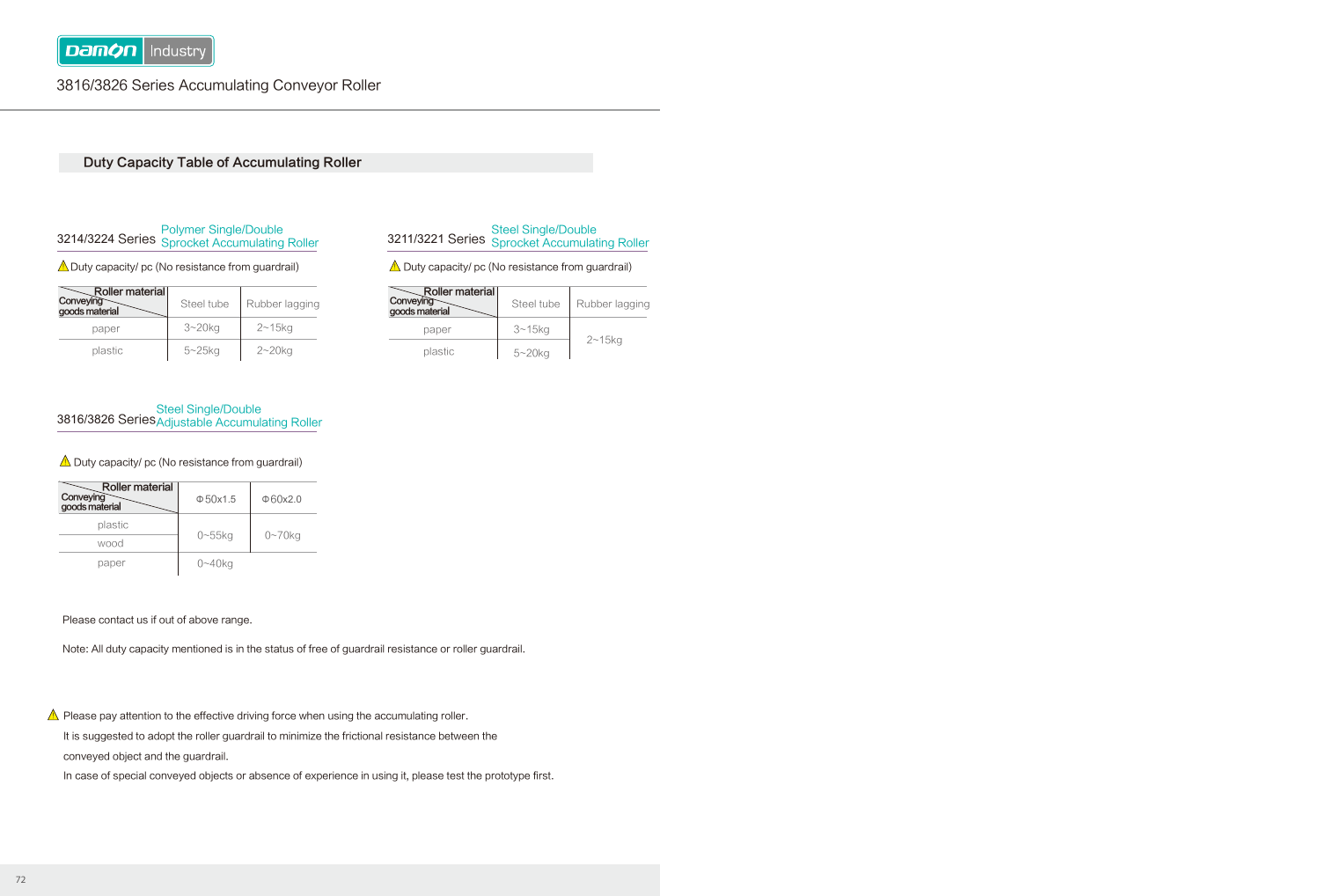3816/3826 Series Accumulating Conveyor Roller

## Duty Capacity Table of Accumulating Roller

### 3214/3224 Series Polymer Single/Double Sprocket Accumulating Roller

⚠ Duty capacity/ pc (No resistance from guardrail)

| Roller material / Conveying goods material | Steel tube | Rubber lagging |
|---|---|---|
| paper | 3~20kg | 2~15kg |
| plastic | 5~25kg | 2~20kg |

### 3211/3221 Series Steel Single/Double Sprocket Accumulating Roller

⚠ Duty capacity/ pc (No resistance from guardrail)

| Roller material / Conveying goods material | Steel tube | Rubber lagging |
|---|---|---|
| paper | 3~15kg | 2~15kg |
| plastic | 5~20kg | |

### 3816/3826 Series Steel Single/Double Adjustable Accumulating Roller

⚠ Duty capacity/ pc (No resistance from guardrail)

| Roller material / Conveying goods material | Φ50x1.5 | Φ60x2.0 |
|---|---|---|
| plastic | 0~55kg | 0~70kg |
| wood | | |
| paper | 0~40kg | |

Please contact us if out of above range.

Note: All duty capacity mentioned is in the status of free of guardrail resistance or roller guardrail.

⚠ Please pay attention to the effective driving force when using the accumulating roller.
It is suggested to adopt the roller guardrail to minimize the frictional resistance between the conveyed object and the guardrail.
In case of special conveyed objects or absence of experience in using it, please test the prototype first.